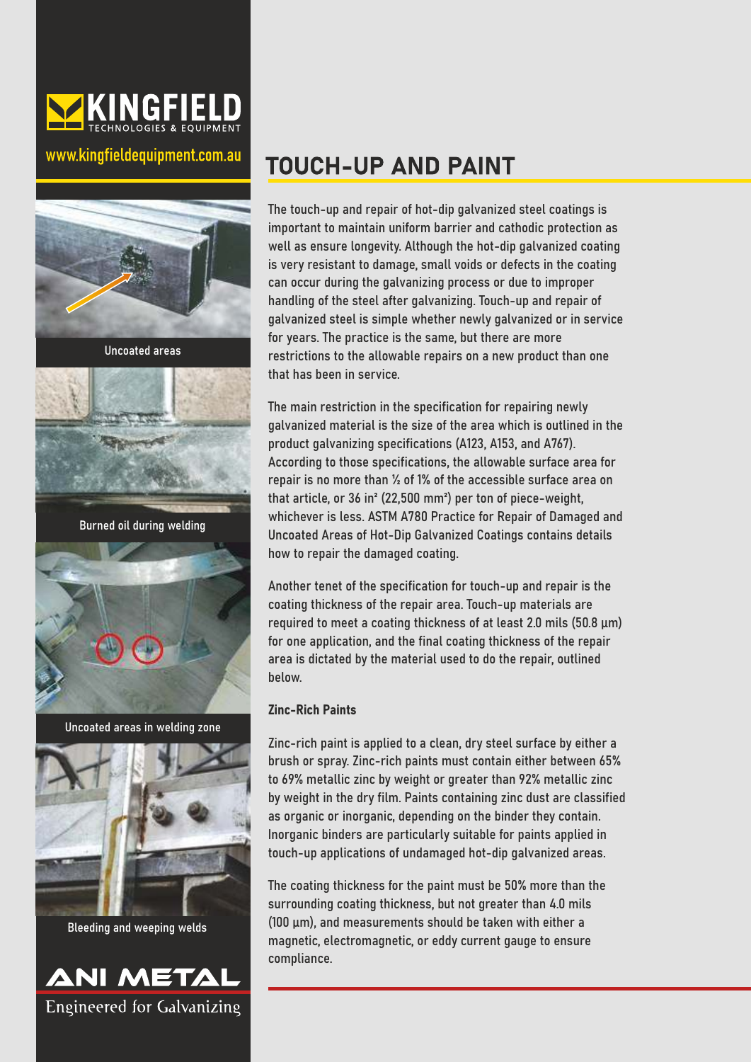KINGFIELD
TECHNOLOGIES & EQUIPMENT

www.kingfieldequipment.com.au

Uncoated areas

Burned oil during welding

Uncoated areas in welding zone

Bleeding and weeping welds

ANI METAL
Engineered for Galvanizing

# TOUCH-UP AND PAINT

The touch-up and repair of hot-dip galvanized steel coatings is important to maintain uniform barrier and cathodic protection as well as ensure longevity. Although the hot-dip galvanized coating is very resistant to damage, small voids or defects in the coating can occur during the galvanizing process or due to improper handling of the steel after galvanizing. Touch-up and repair of galvanized steel is simple whether newly galvanized or in service for years. The practice is the same, but there are more restrictions to the allowable repairs on a new product than one that has been in service.

The main restriction in the specification for repairing newly galvanized material is the size of the area which is outlined in the product galvanizing specifications (A123, A153, and A767). According to those specifications, the allowable surface area for repair is no more than ½ of 1% of the accessible surface area on that article, or 36 $in^2$ (22,500 $mm^2$) per ton of piece-weight, whichever is less. ASTM A780 Practice for Repair of Damaged and Uncoated Areas of Hot-Dip Galvanized Coatings contains details how to repair the damaged coating.

Another tenet of the specification for touch-up and repair is the coating thickness of the repair area. Touch-up materials are required to meet a coating thickness of at least 2.0 mils (50.8 µm) for one application, and the final coating thickness of the repair area is dictated by the material used to do the repair, outlined below.

**Zinc-Rich Paints**

Zinc-rich paint is applied to a clean, dry steel surface by either a brush or spray. Zinc-rich paints must contain either between 65% to 69% metallic zinc by weight or greater than 92% metallic zinc by weight in the dry film. Paints containing zinc dust are classified as organic or inorganic, depending on the binder they contain. Inorganic binders are particularly suitable for paints applied in touch-up applications of undamaged hot-dip galvanized areas.

The coating thickness for the paint must be 50% more than the surrounding coating thickness, but not greater than 4.0 mils (100 µm), and measurements should be taken with either a magnetic, electromagnetic, or eddy current gauge to ensure compliance.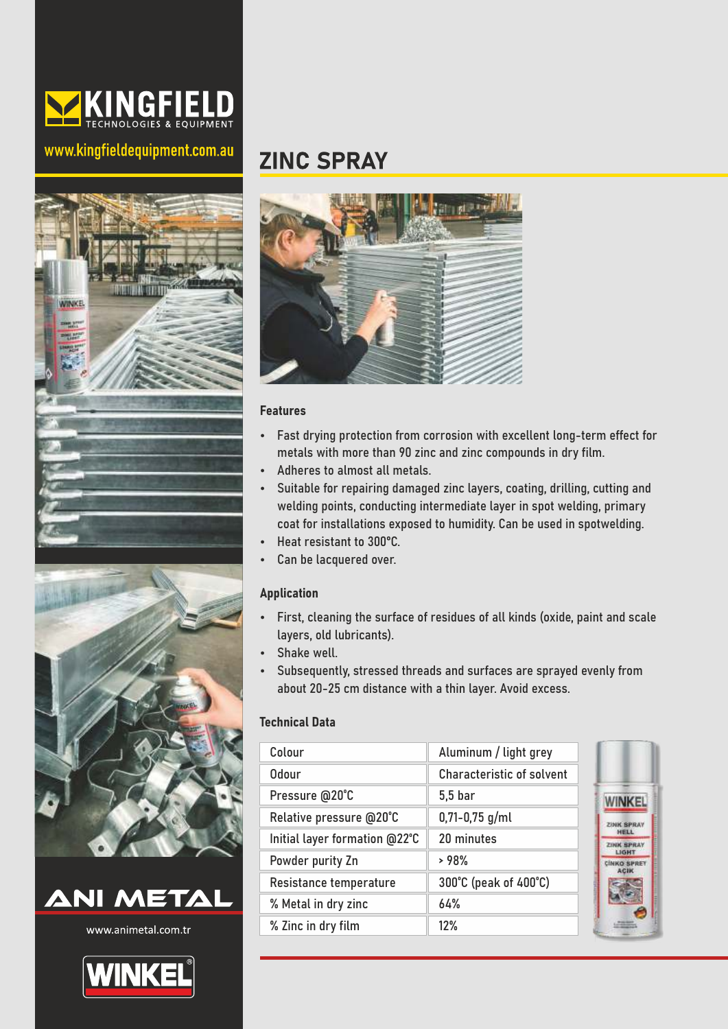KINGFIELD
TECHNOLOGIES & EQUIPMENT

www.kingfieldequipment.com.au

# ZINC SPRAY

### Features

- Fast drying protection from corrosion with excellent long-term effect for metals with more than 90 zinc and zinc compounds in dry film.
- Adheres to almost all metals.
- Suitable for repairing damaged zinc layers, coating, drilling, cutting and welding points, conducting intermediate layer in spot welding, primary coat for installations exposed to humidity. Can be used in spotwelding.
- Heat resistant to 300°C.
- Can be lacquered over.

### Application

- First, cleaning the surface of residues of all kinds (oxide, paint and scale layers, old lubricants).
- Shake well.
- Subsequently, stressed threads and surfaces are sprayed evenly from about 20-25 cm distance with a thin layer. Avoid excess.

### Technical Data

| | |
|---|---|
| Colour | Aluminum / light grey |
| Odour | Characteristic of solvent |
| Pressure @20°C | 5,5 bar |
| Relative pressure @20°C | 0,71-0,75 g/ml |
| Initial layer formation @22°C | 20 minutes |
| Powder purity Zn | > 98% |
| Resistance temperature | 300°C (peak of 400°C) |
| % Metal in dry zinc | 64% |
| % Zinc in dry film | 12% |

ANI METAL

www.animetal.com.tr

WINKEL